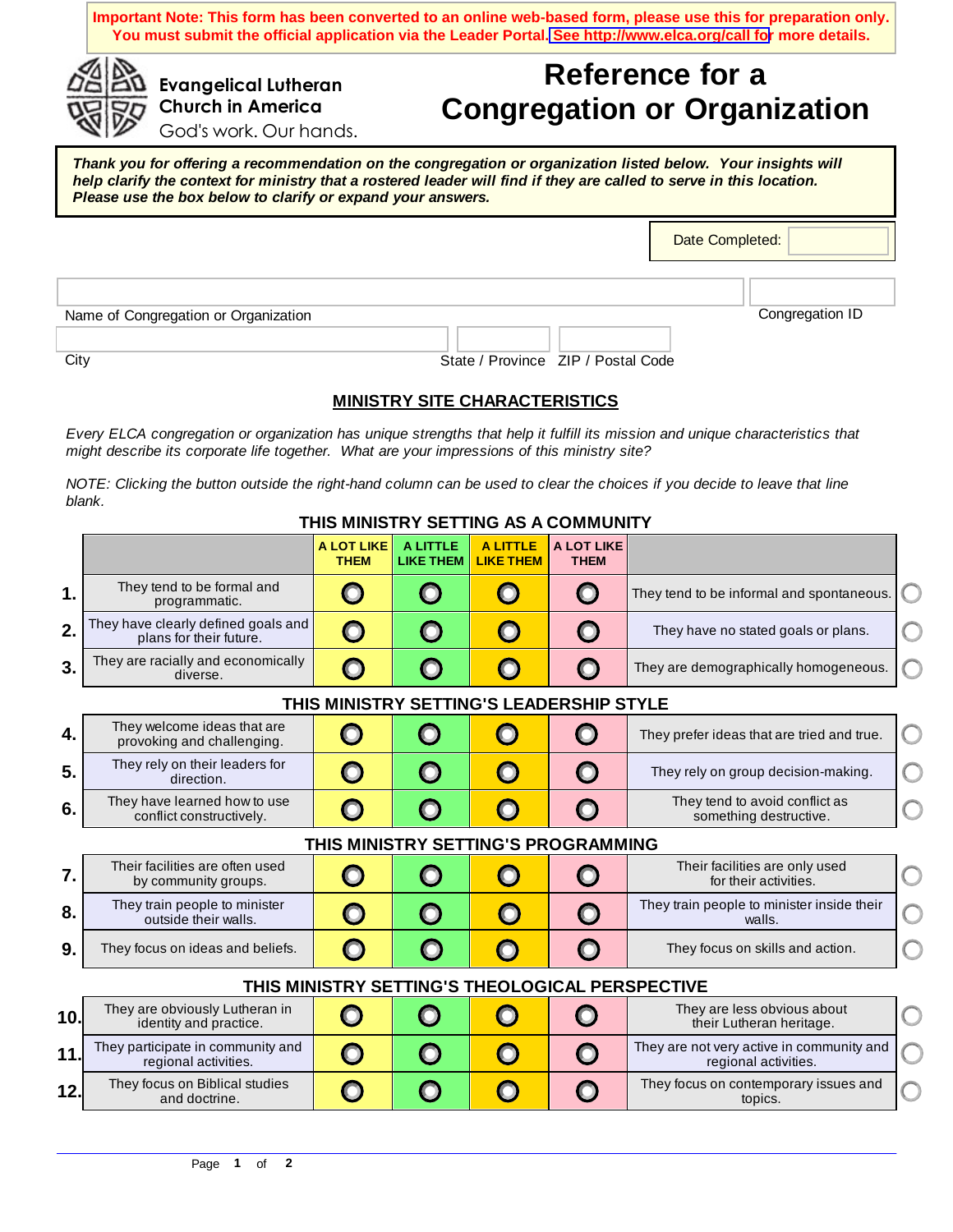**Important Note: This form has been converted to an online web-based form, please use this for preparation only. You must submit the official application via the Leader Portal. See http://www.elca.org/call for more details.**

Evangelical Lutheran Church in America
God's work. Our hands.

# Reference for a Congregation or Organization

***Thank you for offering a recommendation on the congregation or organization listed below. Your insights will help clarify the context for ministry that a rostered leader will find if they are called to serve in this location. Please use the box below to clarify or expand your answers.***

Date Completed:

Name of Congregation or Organization

Congregation ID

City

State / Province

ZIP / Postal Code

## MINISTRY SITE CHARACTERISTICS

*Every ELCA congregation or organization has unique strengths that help it fulfill its mission and unique characteristics that might describe its corporate life together. What are your impressions of this ministry site?*

*NOTE: Clicking the button outside the right-hand column can be used to clear the choices if you decide to leave that line blank.*

### THIS MINISTRY SETTING AS A COMMUNITY

| # | | A LOT LIKE THEM | A LITTLE LIKE THEM | A LITTLE LIKE THEM | A LOT LIKE THEM | |
|---|---|---|---|---|---|---|
| 1. | They tend to be formal and programmatic. | ○ | ○ | ○ | ○ | They tend to be informal and spontaneous. |
| 2. | They have clearly defined goals and plans for their future. | ○ | ○ | ○ | ○ | They have no stated goals or plans. |
| 3. | They are racially and economically diverse. | ○ | ○ | ○ | ○ | They are demographically homogeneous. |

### THIS MINISTRY SETTING'S LEADERSHIP STYLE

| # | | A LOT LIKE THEM | A LITTLE LIKE THEM | A LITTLE LIKE THEM | A LOT LIKE THEM | |
|---|---|---|---|---|---|---|
| 4. | They welcome ideas that are provoking and challenging. | ○ | ○ | ○ | ○ | They prefer ideas that are tried and true. |
| 5. | They rely on their leaders for direction. | ○ | ○ | ○ | ○ | They rely on group decision-making. |
| 6. | They have learned how to use conflict constructively. | ○ | ○ | ○ | ○ | They tend to avoid conflict as something destructive. |

### THIS MINISTRY SETTING'S PROGRAMMING

| # | | A LOT LIKE THEM | A LITTLE LIKE THEM | A LITTLE LIKE THEM | A LOT LIKE THEM | |
|---|---|---|---|---|---|---|
| 7. | Their facilities are often used by community groups. | ○ | ○ | ○ | ○ | Their facilities are only used for their activities. |
| 8. | They train people to minister outside their walls. | ○ | ○ | ○ | ○ | They train people to minister inside their walls. |
| 9. | They focus on ideas and beliefs. | ○ | ○ | ○ | ○ | They focus on skills and action. |

### THIS MINISTRY SETTING'S THEOLOGICAL PERSPECTIVE

| # | | A LOT LIKE THEM | A LITTLE LIKE THEM | A LITTLE LIKE THEM | A LOT LIKE THEM | |
|---|---|---|---|---|---|---|
| 10. | They are obviously Lutheran in identity and practice. | ○ | ○ | ○ | ○ | They are less obvious about their Lutheran heritage. |
| 11. | They participate in community and regional activities. | ○ | ○ | ○ | ○ | They are not very active in community and regional activities. |
| 12. | They focus on Biblical studies and doctrine. | ○ | ○ | ○ | ○ | They focus on contemporary issues and topics. |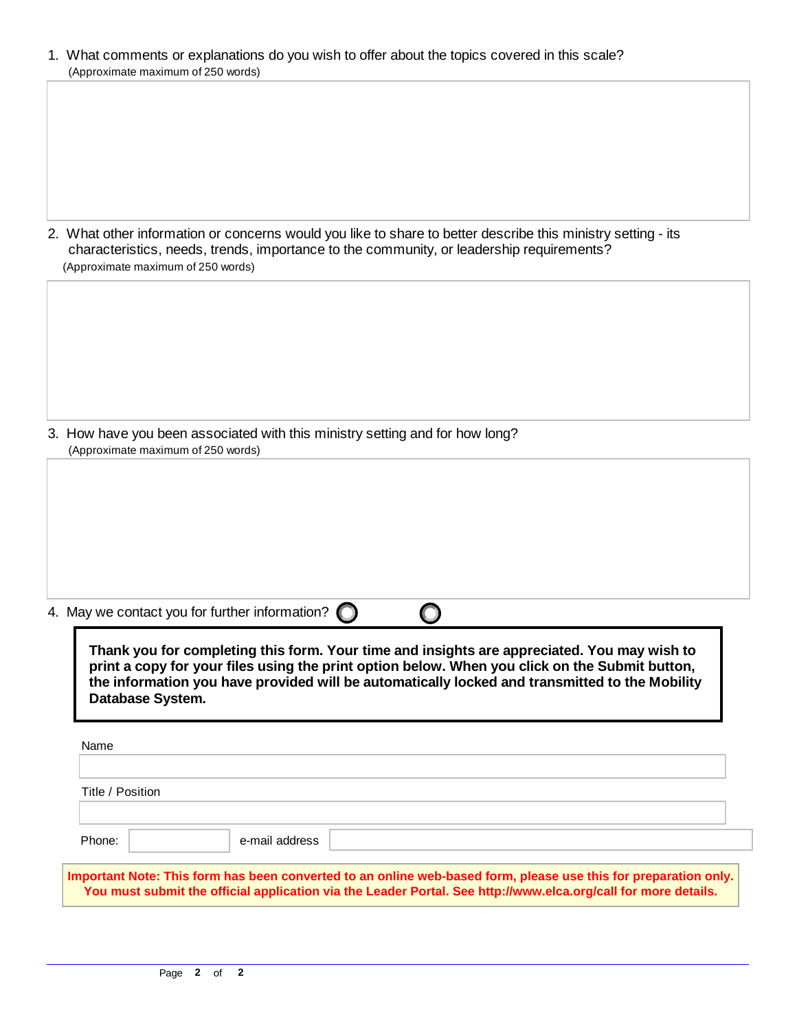1. What comments or explanations do you wish to offer about the topics covered in this scale?
   (Approximate maximum of 250 words)

2. What other information or concerns would you like to share to better describe this ministry setting - its characteristics, needs, trends, importance to the community, or leadership requirements?
   (Approximate maximum of 250 words)

3. How have you been associated with this ministry setting and for how long?
   (Approximate maximum of 250 words)

4. May we contact you for further information?

**Thank you for completing this form. Your time and insights are appreciated. You may wish to print a copy for your files using the print option below. When you click on the Submit button, the information you have provided will be automatically locked and transmitted to the Mobility Database System.**

Name

Title / Position

Phone: e-mail address

**Important Note: This form has been converted to an online web-based form, please use this for preparation only. You must submit the official application via the Leader Portal. See http://www.elca.org/call for more details.**